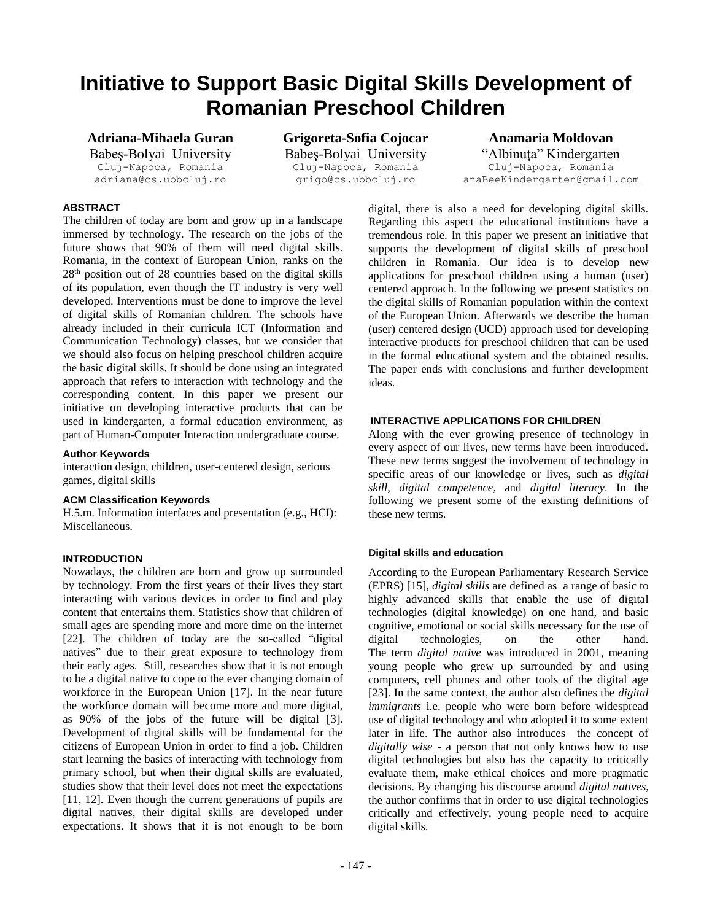# Initiative to Support Basic Digital Skills Development of Romanian Preschool Children

**Adriana-Mihaela Guran**
Babeş-Bolyai University
Cluj-Napoca, Romania
adriana@cs.ubbcluj.ro

**Grigoreta-Sofia Cojocar**
Babeş-Bolyai University
Cluj-Napoca, Romania
grigo@cs.ubbcluj.ro

**Anamaria Moldovan**
"Albinuţa" Kindergarten
Cluj-Napoca, Romania
anaBeeKindergarten@gmail.com

## ABSTRACT

The children of today are born and grow up in a landscape immersed by technology. The research on the jobs of the future shows that 90% of them will need digital skills. Romania, in the context of European Union, ranks on the 28th position out of 28 countries based on the digital skills of its population, even though the IT industry is very well developed. Interventions must be done to improve the level of digital skills of Romanian children. The schools have already included in their curricula ICT (Information and Communication Technology) classes, but we consider that we should also focus on helping preschool children acquire the basic digital skills. It should be done using an integrated approach that refers to interaction with technology and the corresponding content. In this paper we present our initiative on developing interactive products that can be used in kindergarten, a formal education environment, as part of Human-Computer Interaction undergraduate course.

### Author Keywords

interaction design, children, user-centered design, serious games, digital skills

### ACM Classification Keywords

H.5.m. Information interfaces and presentation (e.g., HCI): Miscellaneous.

## INTRODUCTION

Nowadays, the children are born and grow up surrounded by technology. From the first years of their lives they start interacting with various devices in order to find and play content that entertains them. Statistics show that children of small ages are spending more and more time on the internet [22]. The children of today are the so-called "digital natives" due to their great exposure to technology from their early ages. Still, researches show that it is not enough to be a digital native to cope to the ever changing domain of workforce in the European Union [17]. In the near future the workforce domain will become more and more digital, as 90% of the jobs of the future will be digital [3]. Development of digital skills will be fundamental for the citizens of European Union in order to find a job. Children start learning the basics of interacting with technology from primary school, but when their digital skills are evaluated, studies show that their level does not meet the expectations [11, 12]. Even though the current generations of pupils are digital natives, their digital skills are developed under expectations. It shows that it is not enough to be born digital, there is also a need for developing digital skills. Regarding this aspect the educational institutions have a tremendous role. In this paper we present an initiative that supports the development of digital skills of preschool children in Romania. Our idea is to develop new applications for preschool children using a human (user) centered approach. In the following we present statistics on the digital skills of Romanian population within the context of the European Union. Afterwards we describe the human (user) centered design (UCD) approach used for developing interactive products for preschool children that can be used in the formal educational system and the obtained results. The paper ends with conclusions and further development ideas.

## INTERACTIVE APPLICATIONS FOR CHILDREN

Along with the ever growing presence of technology in every aspect of our lives, new terms have been introduced. These new terms suggest the involvement of technology in specific areas of our knowledge or lives, such as *digital skill*, *digital competence*, and *digital literacy*. In the following we present some of the existing definitions of these new terms.

### Digital skills and education

According to the European Parliamentary Research Service (EPRS) [15], *digital skills* are defined as a range of basic to highly advanced skills that enable the use of digital technologies (digital knowledge) on one hand, and basic cognitive, emotional or social skills necessary for the use of digital technologies, on the other hand. The term *digital native* was introduced in 2001, meaning young people who grew up surrounded by and using computers, cell phones and other tools of the digital age [23]. In the same context, the author also defines the *digital immigrants* i.e. people who were born before widespread use of digital technology and who adopted it to some extent later in life. The author also introduces the concept of *digitally wise* - a person that not only knows how to use digital technologies but also has the capacity to critically evaluate them, make ethical choices and more pragmatic decisions. By changing his discourse around *digital natives*, the author confirms that in order to use digital technologies critically and effectively, young people need to acquire digital skills.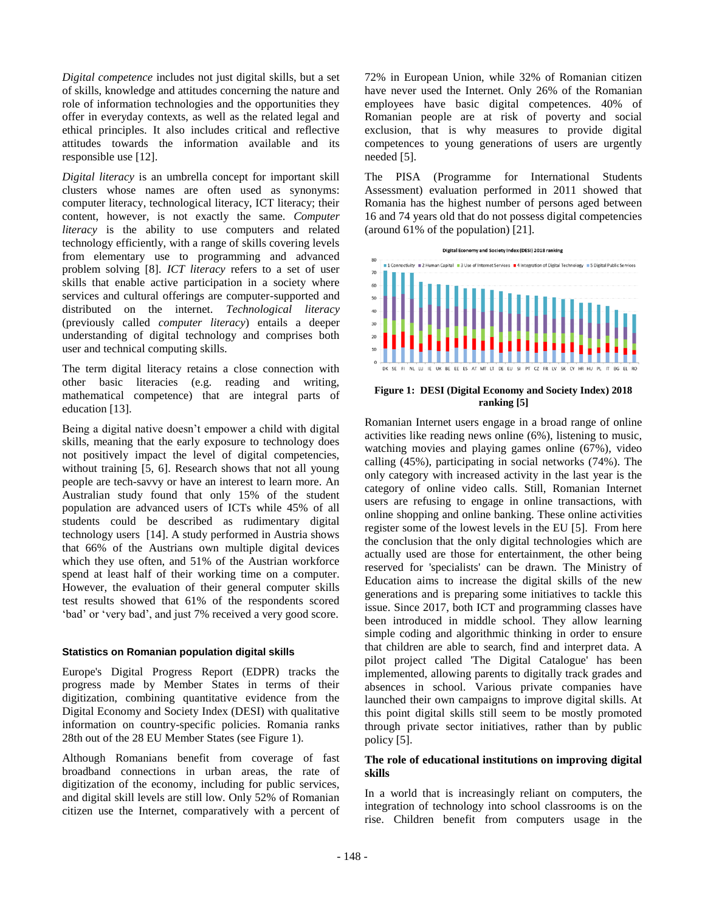*Digital competence* includes not just digital skills, but a set of skills, knowledge and attitudes concerning the nature and role of information technologies and the opportunities they offer in everyday contexts, as well as the related legal and ethical principles. It also includes critical and reflective attitudes towards the information available and its responsible use [12].

*Digital literacy* is an umbrella concept for important skill clusters whose names are often used as synonyms: computer literacy, technological literacy, ICT literacy; their content, however, is not exactly the same. *Computer literacy* is the ability to use computers and related technology efficiently, with a range of skills covering levels from elementary use to programming and advanced problem solving [8]. *ICT literacy* refers to a set of user skills that enable active participation in a society where services and cultural offerings are computer-supported and distributed on the internet. *Technological literacy* (previously called *computer literacy*) entails a deeper understanding of digital technology and comprises both user and technical computing skills.

The term digital literacy retains a close connection with other basic literacies (e.g. reading and writing, mathematical competence) that are integral parts of education [13].

Being a digital native doesn't empower a child with digital skills, meaning that the early exposure to technology does not positively impact the level of digital competencies, without training [5, 6]. Research shows that not all young people are tech-savvy or have an interest to learn more. An Australian study found that only 15% of the student population are advanced users of ICTs while 45% of all students could be described as rudimentary digital technology users [14]. A study performed in Austria shows that 66% of the Austrians own multiple digital devices which they use often, and 51% of the Austrian workforce spend at least half of their working time on a computer. However, the evaluation of their general computer skills test results showed that 61% of the respondents scored 'bad' or 'very bad', and just 7% received a very good score.

### Statistics on Romanian population digital skills

Europe's Digital Progress Report (EDPR) tracks the progress made by Member States in terms of their digitization, combining quantitative evidence from the Digital Economy and Society Index (DESI) with qualitative information on country-specific policies. Romania ranks 28th out of the 28 EU Member States (see Figure 1).

Although Romanians benefit from coverage of fast broadband connections in urban areas, the rate of digitization of the economy, including for public services, and digital skill levels are still low. Only 52% of Romanian citizen use the Internet, comparatively with a percent of 72% in European Union, while 32% of Romanian citizen have never used the Internet. Only 26% of the Romanian employees have basic digital competences. 40% of Romanian people are at risk of poverty and social exclusion, that is why measures to provide digital competences to young generations of users are urgently needed [5].

The PISA (Programme for International Students Assessment) evaluation performed in 2011 showed that Romania has the highest number of persons aged between 16 and 74 years old that do not possess digital competencies (around 61% of the population) [21].

**Figure 1: DESI (Digital Economy and Society Index) 2018 ranking [5]**

Romanian Internet users engage in a broad range of online activities like reading news online (6%), listening to music, watching movies and playing games online (67%), video calling (45%), participating in social networks (74%). The only category with increased activity in the last year is the category of online video calls. Still, Romanian Internet users are refusing to engage in online transactions, with online shopping and online banking. These online activities register some of the lowest levels in the EU [5]. From here the conclusion that the only digital technologies which are actually used are those for entertainment, the other being reserved for 'specialists' can be drawn. The Ministry of Education aims to increase the digital skills of the new generations and is preparing some initiatives to tackle this issue. Since 2017, both ICT and programming classes have been introduced in middle school. They allow learning simple coding and algorithmic thinking in order to ensure that children are able to search, find and interpret data. A pilot project called 'The Digital Catalogue' has been implemented, allowing parents to digitally track grades and absences in school. Various private companies have launched their own campaigns to improve digital skills. At this point digital skills still seem to be mostly promoted through private sector initiatives, rather than by public policy [5].

### The role of educational institutions on improving digital skills

In a world that is increasingly reliant on computers, the integration of technology into school classrooms is on the rise. Children benefit from computers usage in the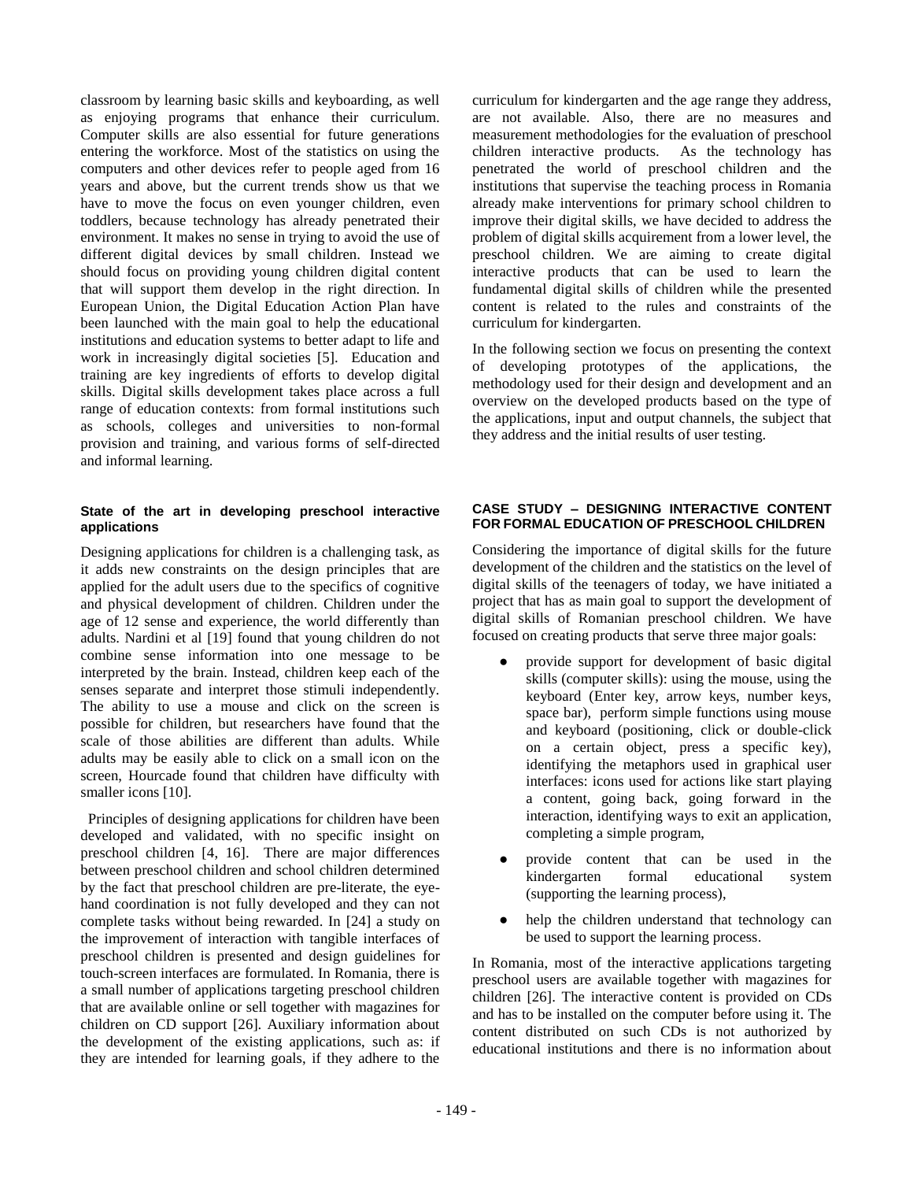classroom by learning basic skills and keyboarding, as well as enjoying programs that enhance their curriculum. Computer skills are also essential for future generations entering the workforce. Most of the statistics on using the computers and other devices refer to people aged from 16 years and above, but the current trends show us that we have to move the focus on even younger children, even toddlers, because technology has already penetrated their environment. It makes no sense in trying to avoid the use of different digital devices by small children. Instead we should focus on providing young children digital content that will support them develop in the right direction. In European Union, the Digital Education Action Plan have been launched with the main goal to help the educational institutions and education systems to better adapt to life and work in increasingly digital societies [5]. Education and training are key ingredients of efforts to develop digital skills. Digital skills development takes place across a full range of education contexts: from formal institutions such as schools, colleges and universities to non-formal provision and training, and various forms of self-directed and informal learning.

#### State of the art in developing preschool interactive applications

Designing applications for children is a challenging task, as it adds new constraints on the design principles that are applied for the adult users due to the specifics of cognitive and physical development of children. Children under the age of 12 sense and experience, the world differently than adults. Nardini et al [19] found that young children do not combine sense information into one message to be interpreted by the brain. Instead, children keep each of the senses separate and interpret those stimuli independently. The ability to use a mouse and click on the screen is possible for children, but researchers have found that the scale of those abilities are different than adults. While adults may be easily able to click on a small icon on the screen, Hourcade found that children have difficulty with smaller icons [10].

Principles of designing applications for children have been developed and validated, with no specific insight on preschool children [4, 16]. There are major differences between preschool children and school children determined by the fact that preschool children are pre-literate, the eye-hand coordination is not fully developed and they can not complete tasks without being rewarded. In [24] a study on the improvement of interaction with tangible interfaces of preschool children is presented and design guidelines for touch-screen interfaces are formulated. In Romania, there is a small number of applications targeting preschool children that are available online or sell together with magazines for children on CD support [26]. Auxiliary information about the development of the existing applications, such as: if they are intended for learning goals, if they adhere to the curriculum for kindergarten and the age range they address, are not available. Also, there are no measures and measurement methodologies for the evaluation of preschool children interactive products. As the technology has penetrated the world of preschool children and the institutions that supervise the teaching process in Romania already make interventions for primary school children to improve their digital skills, we have decided to address the problem of digital skills acquirement from a lower level, the preschool children. We are aiming to create digital interactive products that can be used to learn the fundamental digital skills of children while the presented content is related to the rules and constraints of the curriculum for kindergarten.

In the following section we focus on presenting the context of developing prototypes of the applications, the methodology used for their design and development and an overview on the developed products based on the type of the applications, input and output channels, the subject that they address and the initial results of user testing.

## CASE STUDY – DESIGNING INTERACTIVE CONTENT FOR FORMAL EDUCATION OF PRESCHOOL CHILDREN

Considering the importance of digital skills for the future development of the children and the statistics on the level of digital skills of the teenagers of today, we have initiated a project that has as main goal to support the development of digital skills of Romanian preschool children. We have focused on creating products that serve three major goals:

- provide support for development of basic digital skills (computer skills): using the mouse, using the keyboard (Enter key, arrow keys, number keys, space bar), perform simple functions using mouse and keyboard (positioning, click or double-click on a certain object, press a specific key), identifying the metaphors used in graphical user interfaces: icons used for actions like start playing a content, going back, going forward in the interaction, identifying ways to exit an application, completing a simple program,
- provide content that can be used in the kindergarten formal educational system (supporting the learning process),
- help the children understand that technology can be used to support the learning process.

In Romania, most of the interactive applications targeting preschool users are available together with magazines for children [26]. The interactive content is provided on CDs and has to be installed on the computer before using it. The content distributed on such CDs is not authorized by educational institutions and there is no information about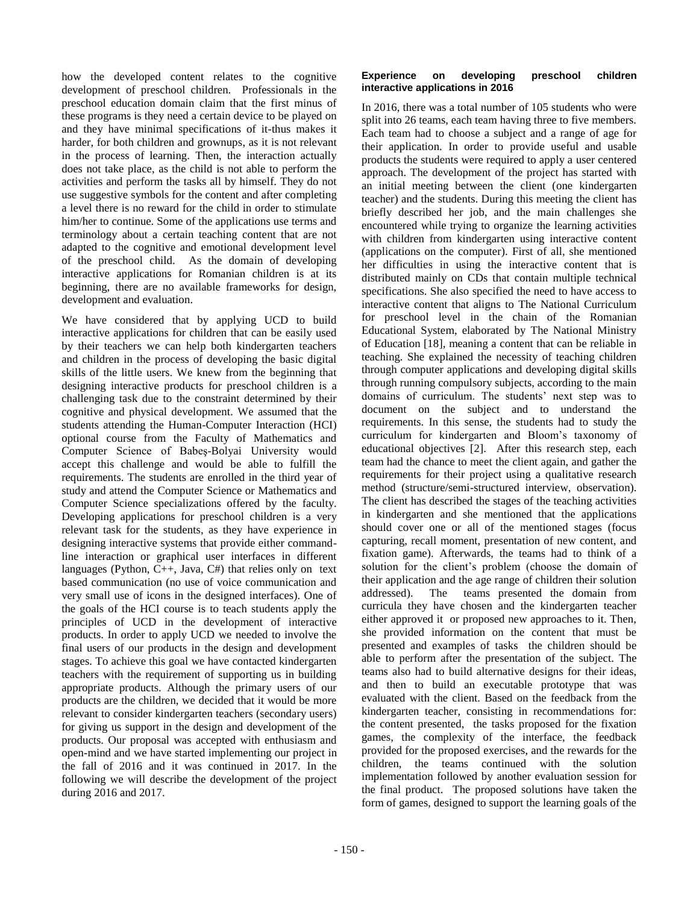how the developed content relates to the cognitive development of preschool children. Professionals in the preschool education domain claim that the first minus of these programs is they need a certain device to be played on and they have minimal specifications of it-thus makes it harder, for both children and grownups, as it is not relevant in the process of learning. Then, the interaction actually does not take place, as the child is not able to perform the activities and perform the tasks all by himself. They do not use suggestive symbols for the content and after completing a level there is no reward for the child in order to stimulate him/her to continue. Some of the applications use terms and terminology about a certain teaching content that are not adapted to the cognitive and emotional development level of the preschool child. As the domain of developing interactive applications for Romanian children is at its beginning, there are no available frameworks for design, development and evaluation.

We have considered that by applying UCD to build interactive applications for children that can be easily used by their teachers we can help both kindergarten teachers and children in the process of developing the basic digital skills of the little users. We knew from the beginning that designing interactive products for preschool children is a challenging task due to the constraint determined by their cognitive and physical development. We assumed that the students attending the Human-Computer Interaction (HCI) optional course from the Faculty of Mathematics and Computer Science of Babeş-Bolyai University would accept this challenge and would be able to fulfill the requirements. The students are enrolled in the third year of study and attend the Computer Science or Mathematics and Computer Science specializations offered by the faculty. Developing applications for preschool children is a very relevant task for the students, as they have experience in designing interactive systems that provide either command-line interaction or graphical user interfaces in different languages (Python, C++, Java, C#) that relies only on text based communication (no use of voice communication and very small use of icons in the designed interfaces). One of the goals of the HCI course is to teach students apply the principles of UCD in the development of interactive products. In order to apply UCD we needed to involve the final users of our products in the design and development stages. To achieve this goal we have contacted kindergarten teachers with the requirement of supporting us in building appropriate products. Although the primary users of our products are the children, we decided that it would be more relevant to consider kindergarten teachers (secondary users) for giving us support in the design and development of the products. Our proposal was accepted with enthusiasm and open-mind and we have started implementing our project in the fall of 2016 and it was continued in 2017. In the following we will describe the development of the project during 2016 and 2017.

### Experience on developing preschool children interactive applications in 2016

In 2016, there was a total number of 105 students who were split into 26 teams, each team having three to five members. Each team had to choose a subject and a range of age for their application. In order to provide useful and usable products the students were required to apply a user centered approach. The development of the project has started with an initial meeting between the client (one kindergarten teacher) and the students. During this meeting the client has briefly described her job, and the main challenges she encountered while trying to organize the learning activities with children from kindergarten using interactive content (applications on the computer). First of all, she mentioned her difficulties in using the interactive content that is distributed mainly on CDs that contain multiple technical specifications. She also specified the need to have access to interactive content that aligns to The National Curriculum for preschool level in the chain of the Romanian Educational System, elaborated by The National Ministry of Education [18], meaning a content that can be reliable in teaching. She explained the necessity of teaching children through computer applications and developing digital skills through running compulsory subjects, according to the main domains of curriculum. The students' next step was to document on the subject and to understand the requirements. In this sense, the students had to study the curriculum for kindergarten and Bloom's taxonomy of educational objectives [2]. After this research step, each team had the chance to meet the client again, and gather the requirements for their project using a qualitative research method (structure/semi-structured interview, observation). The client has described the stages of the teaching activities in kindergarten and she mentioned that the applications should cover one or all of the mentioned stages (focus capturing, recall moment, presentation of new content, and fixation game). Afterwards, the teams had to think of a solution for the client's problem (choose the domain of their application and the age range of children their solution addressed). The teams presented the domain from curricula they have chosen and the kindergarten teacher either approved it or proposed new approaches to it. Then, she provided information on the content that must be presented and examples of tasks the children should be able to perform after the presentation of the subject. The teams also had to build alternative designs for their ideas, and then to build an executable prototype that was evaluated with the client. Based on the feedback from the kindergarten teacher, consisting in recommendations for: the content presented, the tasks proposed for the fixation games, the complexity of the interface, the feedback provided for the proposed exercises, and the rewards for the children, the teams continued with the solution implementation followed by another evaluation session for the final product. The proposed solutions have taken the form of games, designed to support the learning goals of the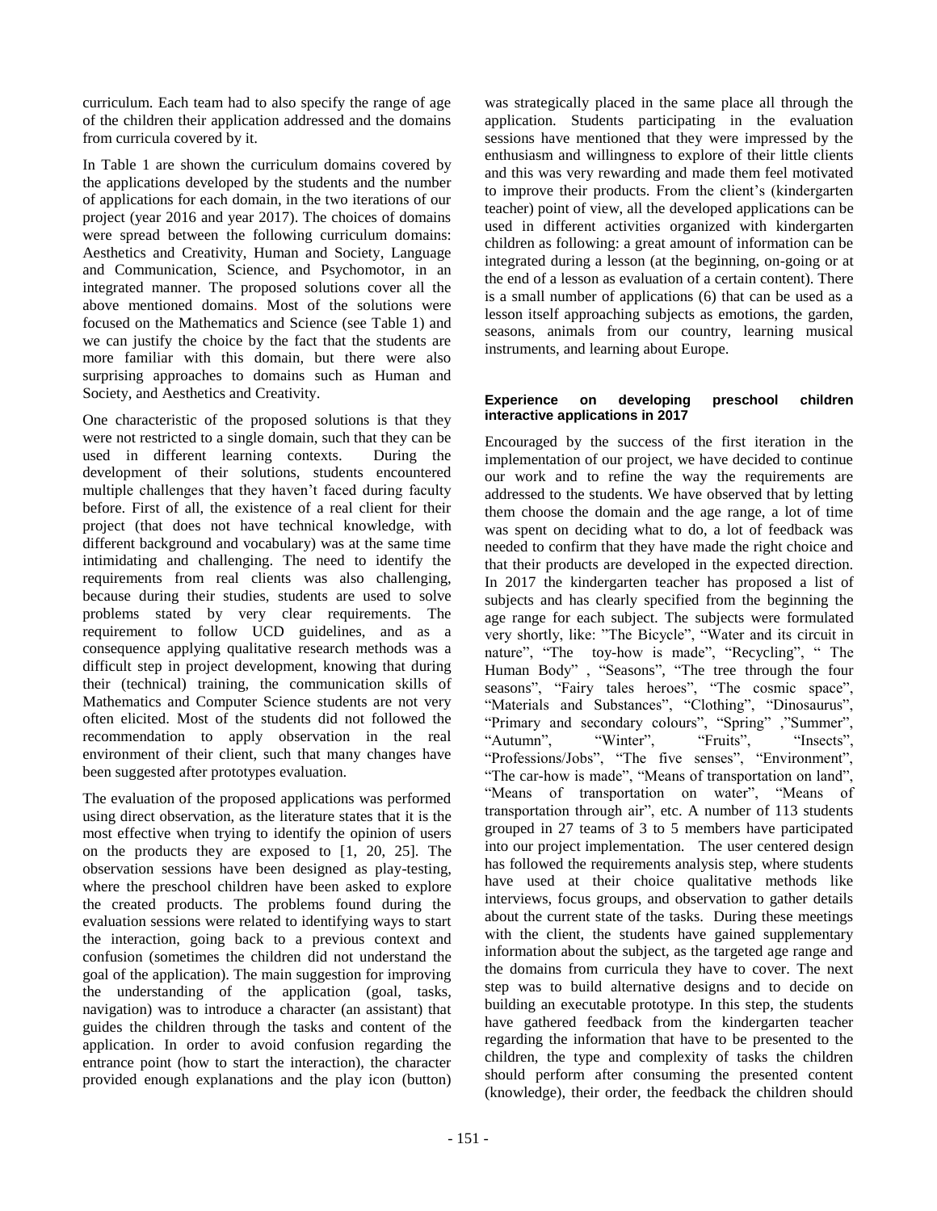curriculum. Each team had to also specify the range of age of the children their application addressed and the domains from curricula covered by it.

In Table 1 are shown the curriculum domains covered by the applications developed by the students and the number of applications for each domain, in the two iterations of our project (year 2016 and year 2017). The choices of domains were spread between the following curriculum domains: Aesthetics and Creativity, Human and Society, Language and Communication, Science, and Psychomotor, in an integrated manner. The proposed solutions cover all the above mentioned domains. Most of the solutions were focused on the Mathematics and Science (see Table 1) and we can justify the choice by the fact that the students are more familiar with this domain, but there were also surprising approaches to domains such as Human and Society, and Aesthetics and Creativity.

One characteristic of the proposed solutions is that they were not restricted to a single domain, such that they can be used in different learning contexts. During the development of their solutions, students encountered multiple challenges that they haven't faced during faculty before. First of all, the existence of a real client for their project (that does not have technical knowledge, with different background and vocabulary) was at the same time intimidating and challenging. The need to identify the requirements from real clients was also challenging, because during their studies, students are used to solve problems stated by very clear requirements. The requirement to follow UCD guidelines, and as a consequence applying qualitative research methods was a difficult step in project development, knowing that during their (technical) training, the communication skills of Mathematics and Computer Science students are not very often elicited. Most of the students did not followed the recommendation to apply observation in the real environment of their client, such that many changes have been suggested after prototypes evaluation.

The evaluation of the proposed applications was performed using direct observation, as the literature states that it is the most effective when trying to identify the opinion of users on the products they are exposed to [1, 20, 25]. The observation sessions have been designed as play-testing, where the preschool children have been asked to explore the created products. The problems found during the evaluation sessions were related to identifying ways to start the interaction, going back to a previous context and confusion (sometimes the children did not understand the goal of the application). The main suggestion for improving the understanding of the application (goal, tasks, navigation) was to introduce a character (an assistant) that guides the children through the tasks and content of the application. In order to avoid confusion regarding the entrance point (how to start the interaction), the character provided enough explanations and the play icon (button) was strategically placed in the same place all through the application. Students participating in the evaluation sessions have mentioned that they were impressed by the enthusiasm and willingness to explore of their little clients and this was very rewarding and made them feel motivated to improve their products. From the client's (kindergarten teacher) point of view, all the developed applications can be used in different activities organized with kindergarten children as following: a great amount of information can be integrated during a lesson (at the beginning, on-going or at the end of a lesson as evaluation of a certain content). There is a small number of applications (6) that can be used as a lesson itself approaching subjects as emotions, the garden, seasons, animals from our country, learning musical instruments, and learning about Europe.

#### Experience on developing preschool children interactive applications in 2017

Encouraged by the success of the first iteration in the implementation of our project, we have decided to continue our work and to refine the way the requirements are addressed to the students. We have observed that by letting them choose the domain and the age range, a lot of time was spent on deciding what to do, a lot of feedback was needed to confirm that they have made the right choice and that their products are developed in the expected direction. In 2017 the kindergarten teacher has proposed a list of subjects and has clearly specified from the beginning the age range for each subject. The subjects were formulated very shortly, like: "The Bicycle", "Water and its circuit in nature", "The toy-how is made", "Recycling", " The Human Body" , "Seasons", "The tree through the four seasons", "Fairy tales heroes", "The cosmic space", "Materials and Substances", "Clothing", "Dinosaurus", "Primary and secondary colours", "Spring" ,"Summer", "Autumn", "Winter", "Fruits", "Insects", "Professions/Jobs", "The five senses", "Environment", "The car-how is made", "Means of transportation on land", "Means of transportation on water", "Means of transportation through air", etc. A number of 113 students grouped in 27 teams of 3 to 5 members have participated into our project implementation. The user centered design has followed the requirements analysis step, where students have used at their choice qualitative methods like interviews, focus groups, and observation to gather details about the current state of the tasks. During these meetings with the client, the students have gained supplementary information about the subject, as the targeted age range and the domains from curricula they have to cover. The next step was to build alternative designs and to decide on building an executable prototype. In this step, the students have gathered feedback from the kindergarten teacher regarding the information that have to be presented to the children, the type and complexity of tasks the children should perform after consuming the presented content (knowledge), their order, the feedback the children should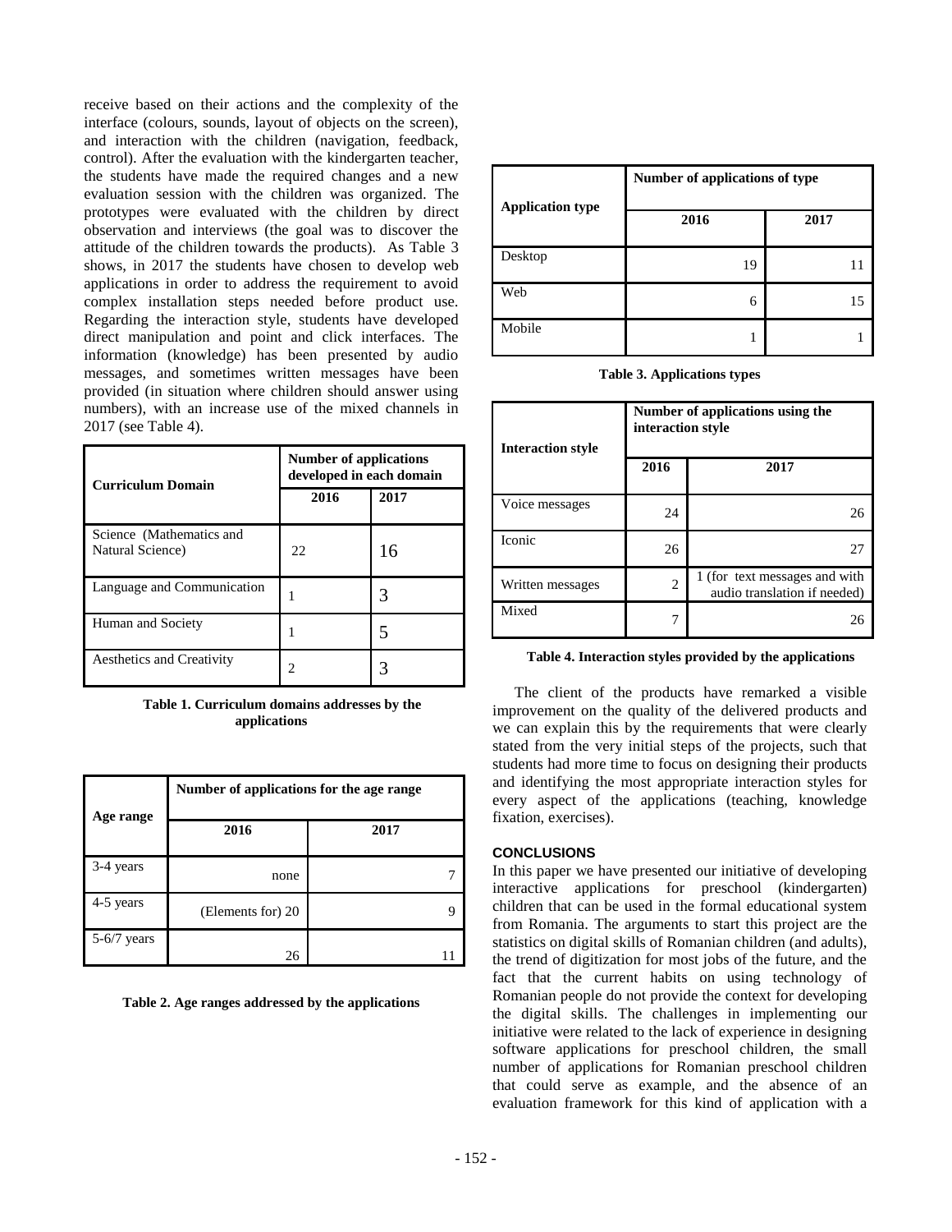receive based on their actions and the complexity of the interface (colours, sounds, layout of objects on the screen), and interaction with the children (navigation, feedback, control). After the evaluation with the kindergarten teacher, the students have made the required changes and a new evaluation session with the children was organized. The prototypes were evaluated with the children by direct observation and interviews (the goal was to discover the attitude of the children towards the products). As Table 3 shows, in 2017 the students have chosen to develop web applications in order to address the requirement to avoid complex installation steps needed before product use. Regarding the interaction style, students have developed direct manipulation and point and click interfaces. The information (knowledge) has been presented by audio messages, and sometimes written messages have been provided (in situation where children should answer using numbers), with an increase use of the mixed channels in 2017 (see Table 4).

| Curriculum Domain | Number of applications developed in each domain | |
|---|---|---|
| | 2016 | 2017 |
| Science (Mathematics and Natural Science) | 22 | 16 |
| Language and Communication | 1 | 3 |
| Human and Society | 1 | 5 |
| Aesthetics and Creativity | 2 | 3 |

**Table 1. Curriculum domains addresses by the applications**

| Age range | Number of applications for the age range | |
|---|---|---|
| | 2016 | 2017 |
| 3-4 years | none | 7 |
| 4-5 years | (Elements for) 20 | 9 |
| 5-6/7 years | 26 | 11 |

**Table 2. Age ranges addressed by the applications**

| Application type | Number of applications of type | |
|---|---|---|
| | 2016 | 2017 |
| Desktop | 19 | 11 |
| Web | 6 | 15 |
| Mobile | 1 | 1 |

**Table 3. Applications types**

| Interaction style | Number of applications using the interaction style | |
|---|---|---|
| | 2016 | 2017 |
| Voice messages | 24 | 26 |
| Iconic | 26 | 27 |
| Written messages | 2 | 1 (for text messages and with audio translation if needed) |
| Mixed | 7 | 26 |

**Table 4. Interaction styles provided by the applications**

The client of the products have remarked a visible improvement on the quality of the delivered products and we can explain this by the requirements that were clearly stated from the very initial steps of the projects, such that students had more time to focus on designing their products and identifying the most appropriate interaction styles for every aspect of the applications (teaching, knowledge fixation, exercises).

## CONCLUSIONS

In this paper we have presented our initiative of developing interactive applications for preschool (kindergarten) children that can be used in the formal educational system from Romania. The arguments to start this project are the statistics on digital skills of Romanian children (and adults), the trend of digitization for most jobs of the future, and the fact that the current habits on using technology of Romanian people do not provide the context for developing the digital skills. The challenges in implementing our initiative were related to the lack of experience in designing software applications for preschool children, the small number of applications for Romanian preschool children that could serve as example, and the absence of an evaluation framework for this kind of application with a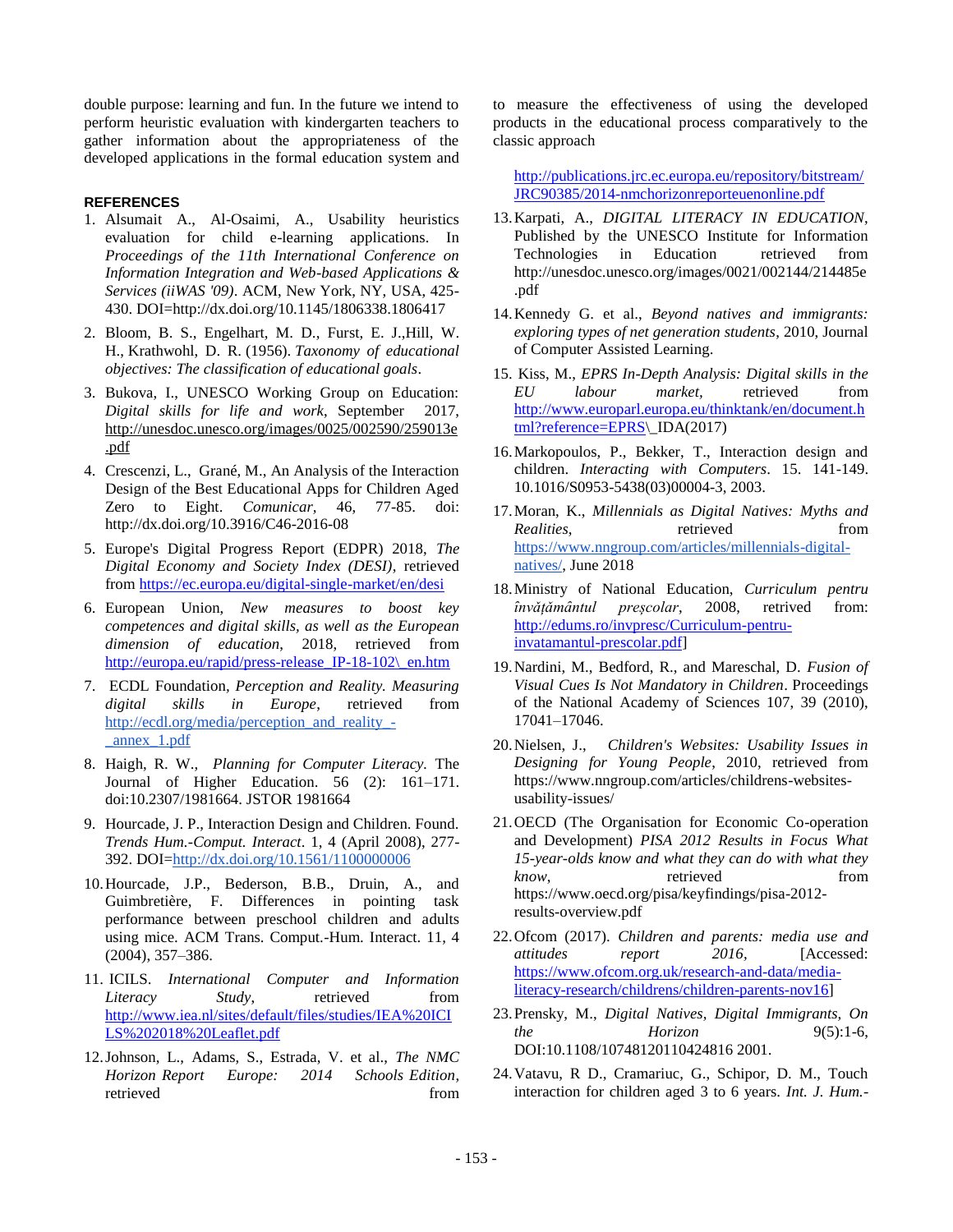double purpose: learning and fun. In the future we intend to perform heuristic evaluation with kindergarten teachers to gather information about the appropriateness of the developed applications in the formal education system and to measure the effectiveness of using the developed products in the educational process comparatively to the classic approach

#### REFERENCES

1. Alsumait A., Al-Osaimi, A., Usability heuristics evaluation for child e-learning applications. In *Proceedings of the 11th International Conference on Information Integration and Web-based Applications & Services (iiWAS '09)*. ACM, New York, NY, USA, 425-430. DOI=http://dx.doi.org/10.1145/1806338.1806417
2. Bloom, B. S., Engelhart, M. D., Furst, E. J.,Hill, W. H., Krathwohl, D. R. (1956). *Taxonomy of educational objectives: The classification of educational goals*.
3. Bukova, I., UNESCO Working Group on Education: *Digital skills for life and work*, September 2017, http://unesdoc.unesco.org/images/0025/002590/259013e.pdf
4. Crescenzi, L., Grané, M., An Analysis of the Interaction Design of the Best Educational Apps for Children Aged Zero to Eight. *Comunicar*, 46, 77-85. doi: http://dx.doi.org/10.3916/C46-2016-08
5. Europe's Digital Progress Report (EDPR) 2018, *The Digital Economy and Society Index (DESI)*, retrieved from https://ec.europa.eu/digital-single-market/en/desi
6. European Union, *New measures to boost key competences and digital skills, as well as the European dimension of education*, 2018, retrieved from http://europa.eu/rapid/press-release_IP-18-102\_en.htm
7. ECDL Foundation, *Perception and Reality. Measuring digital skills in Europe*, retrieved from http://ecdl.org/media/perception_and_reality_-_annex_1.pdf
8. Haigh, R. W., *Planning for Computer Literacy*. The Journal of Higher Education. 56 (2): 161–171. doi:10.2307/1981664. JSTOR 1981664
9. Hourcade, J. P., Interaction Design and Children. Found. *Trends Hum.-Comput. Interact*. 1, 4 (April 2008), 277-392. DOI=http://dx.doi.org/10.1561/1100000006
10. Hourcade, J.P., Bederson, B.B., Druin, A., and Guimbretière, F. Differences in pointing task performance between preschool children and adults using mice. ACM Trans. Comput.-Hum. Interact. 11, 4 (2004), 357–386.
11. ICILS. *International Computer and Information Literacy Study*, retrieved from http://www.iea.nl/sites/default/files/studies/IEA%20ICILS%202018%20Leaflet.pdf
12. Johnson, L., Adams, S., Estrada, V. et al., *The NMC Horizon Report Europe: 2014 Schools Edition*, retrieved from http://publications.jrc.ec.europa.eu/repository/bitstream/JRC90385/2014-nmchorizonreporteuenonline.pdf
13. Karpati, A., *DIGITAL LITERACY IN EDUCATION*, Published by the UNESCO Institute for Information Technologies in Education retrieved from http://unesdoc.unesco.org/images/0021/002144/214485e.pdf
14. Kennedy G. et al., *Beyond natives and immigrants: exploring types of net generation students*, 2010, Journal of Computer Assisted Learning.
15. Kiss, M., *EPRS In-Depth Analysis: Digital skills in the EU labour market*, retrieved from http://www.europarl.europa.eu/thinktank/en/document.html?reference=EPRS\_IDA(2017)
16. Markopoulos, P., Bekker, T., Interaction design and children. *Interacting with Computers*. 15. 141-149. 10.1016/S0953-5438(03)00004-3, 2003.
17. Moran, K., *Millennials as Digital Natives: Myths and Realities*, retrieved from https://www.nngroup.com/articles/millennials-digital-natives/, June 2018
18. Ministry of National Education, *Curriculum pentru învățământul preșcolar*, 2008, retrieved from: http://edums.ro/invpresc/Curriculum-pentru-invatamantul-prescolar.pdf]
19. Nardini, M., Bedford, R., and Mareschal, D. *Fusion of Visual Cues Is Not Mandatory in Children*. Proceedings of the National Academy of Sciences 107, 39 (2010), 17041–17046.
20. Nielsen, J., *Children's Websites: Usability Issues in Designing for Young People*, 2010, retrieved from https://www.nngroup.com/articles/childrens-websites-usability-issues/
21. OECD (The Organisation for Economic Co-operation and Development) *PISA 2012 Results in Focus What 15-year-olds know and what they can do with what they know*, retrieved from https://www.oecd.org/pisa/keyfindings/pisa-2012-results-overview.pdf
22. Ofcom (2017). *Children and parents: media use and attitudes report 2016*, [Accessed: https://www.ofcom.org.uk/research-and-data/media-literacy-research/childrens/children-parents-nov16]
23. Prensky, M., *Digital Natives, Digital Immigrants, On the Horizon* 9(5):1-6, DOI:10.1108/10748120110424816 2001.
24. Vatavu, R D., Cramariuc, G., Schipor, D. M., Touch interaction for children aged 3 to 6 years. *Int. J. Hum.-*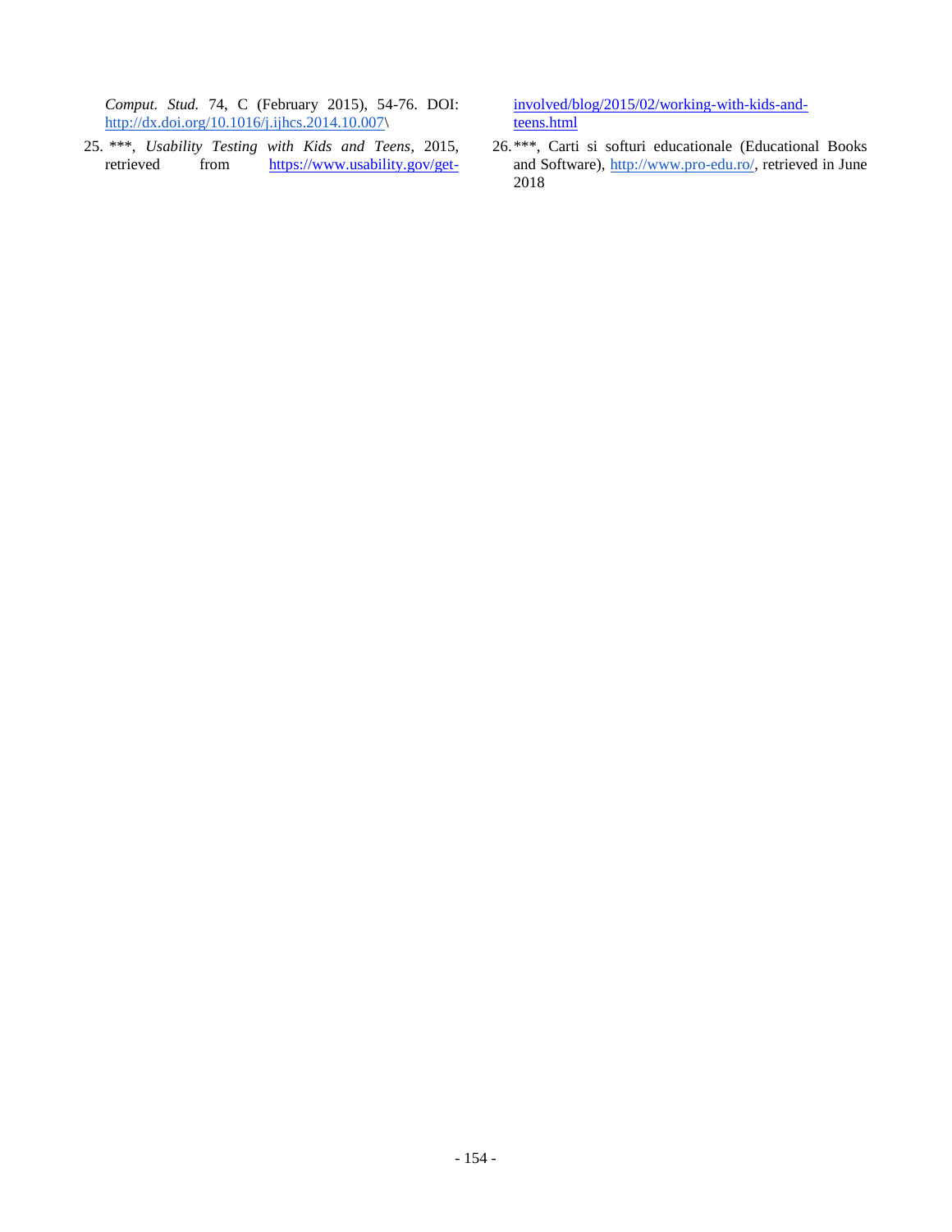*Comput. Stud.* 74, C (February 2015), 54-76. DOI: http://dx.doi.org/10.1016/j.ijhcs.2014.10.007\

25. ***, *Usability Testing with Kids and Teens*, 2015, retrieved from https://www.usability.gov/get-involved/blog/2015/02/working-with-kids-and-teens.html

26. ***, Carti si softuri educationale (Educational Books and Software), http://www.pro-edu.ro/, retrieved in June 2018